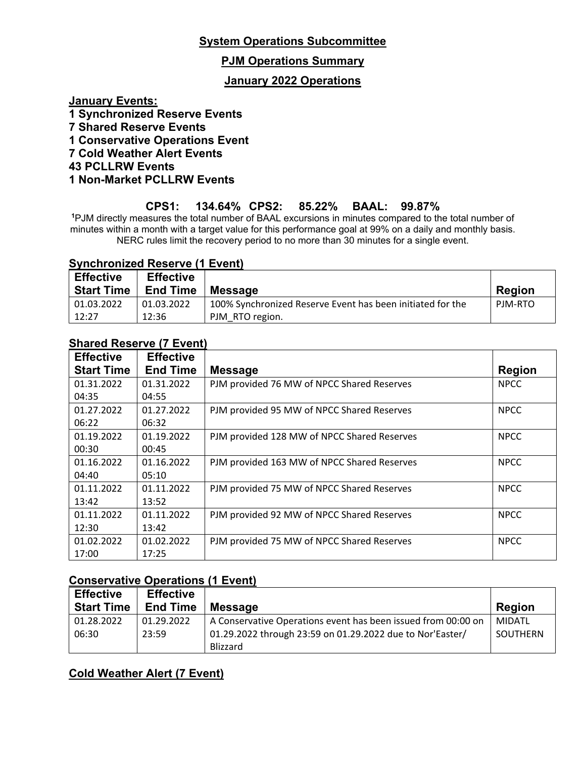## System Operations Subcommittee

## PJM Operations Summary

## January 2022 Operations

**January Events:**

**1 Synchronized Reserve Events**
**7 Shared Reserve Events**
**1 Conservative Operations Event**
**7 Cold Weather Alert Events**
**43 PCLLRW Events**
**1 Non-Market PCLLRW Events**

**CPS1: 134.64% CPS2: 85.22% BAAL: 99.87%**

[1]PJM directly measures the total number of BAAL excursions in minutes compared to the total number of minutes within a month with a target value for this performance goal at 99% on a daily and monthly basis. NERC rules limit the recovery period to no more than 30 minutes for a single event.

### Synchronized Reserve (1 Event)

| Effective Start Time | Effective End Time | Message | Region |
|---|---|---|---|
| 01.03.2022 12:27 | 01.03.2022 12:36 | 100% Synchronized Reserve Event has been initiated for the PJM_RTO region. | PJM-RTO |

### Shared Reserve (7 Event)

| Effective Start Time | Effective End Time | Message | Region |
|---|---|---|---|
| 01.31.2022 04:35 | 01.31.2022 04:55 | PJM provided 76 MW of NPCC Shared Reserves | NPCC |
| 01.27.2022 06:22 | 01.27.2022 06:32 | PJM provided 95 MW of NPCC Shared Reserves | NPCC |
| 01.19.2022 00:30 | 01.19.2022 00:45 | PJM provided 128 MW of NPCC Shared Reserves | NPCC |
| 01.16.2022 04:40 | 01.16.2022 05:10 | PJM provided 163 MW of NPCC Shared Reserves | NPCC |
| 01.11.2022 13:42 | 01.11.2022 13:52 | PJM provided 75 MW of NPCC Shared Reserves | NPCC |
| 01.11.2022 12:30 | 01.11.2022 13:42 | PJM provided 92 MW of NPCC Shared Reserves | NPCC |
| 01.02.2022 17:00 | 01.02.2022 17:25 | PJM provided 75 MW of NPCC Shared Reserves | NPCC |

### Conservative Operations (1 Event)

| Effective Start Time | Effective End Time | Message | Region |
|---|---|---|---|
| 01.28.2022 06:30 | 01.29.2022 23:59 | A Conservative Operations event has been issued from 00:00 on 01.29.2022 through 23:59 on 01.29.2022 due to Nor'Easter/ Blizzard | MIDATL SOUTHERN |

### Cold Weather Alert (7 Event)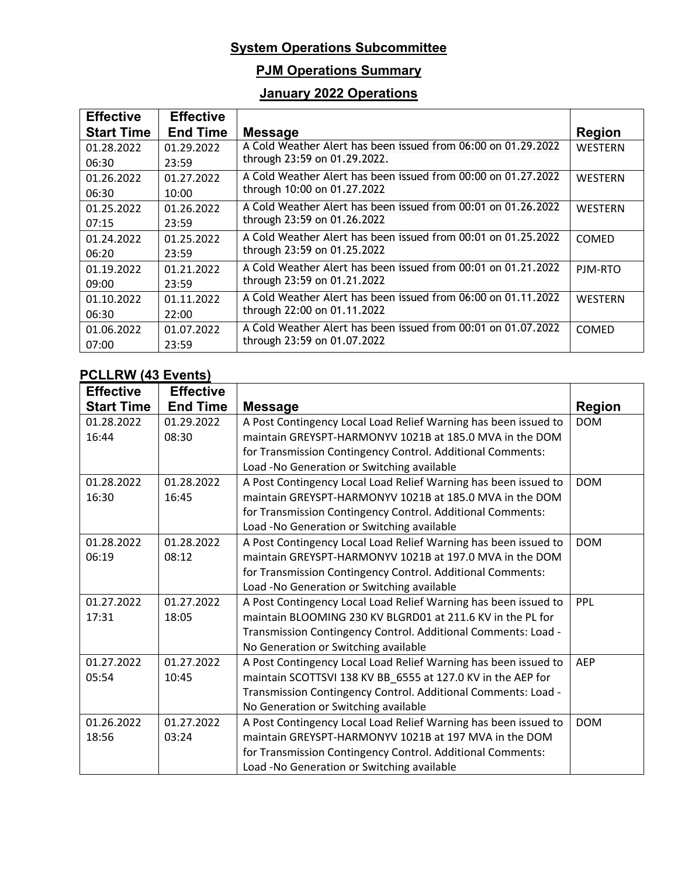## System Operations Subcommittee

## PJM Operations Summary

## January 2022 Operations

| Effective Start Time | Effective End Time | Message | Region |
|---|---|---|---|
| 01.28.2022 06:30 | 01.29.2022 23:59 | A Cold Weather Alert has been issued from 06:00 on 01.29.2022 through 23:59 on 01.29.2022. | WESTERN |
| 01.26.2022 06:30 | 01.27.2022 10:00 | A Cold Weather Alert has been issued from 00:00 on 01.27.2022 through 10:00 on 01.27.2022 | WESTERN |
| 01.25.2022 07:15 | 01.26.2022 23:59 | A Cold Weather Alert has been issued from 00:01 on 01.26.2022 through 23:59 on 01.26.2022 | WESTERN |
| 01.24.2022 06:20 | 01.25.2022 23:59 | A Cold Weather Alert has been issued from 00:01 on 01.25.2022 through 23:59 on 01.25.2022 | COMED |
| 01.19.2022 09:00 | 01.21.2022 23:59 | A Cold Weather Alert has been issued from 00:01 on 01.21.2022 through 23:59 on 01.21.2022 | PJM-RTO |
| 01.10.2022 06:30 | 01.11.2022 22:00 | A Cold Weather Alert has been issued from 06:00 on 01.11.2022 through 22:00 on 01.11.2022 | WESTERN |
| 01.06.2022 07:00 | 01.07.2022 23:59 | A Cold Weather Alert has been issued from 00:01 on 01.07.2022 through 23:59 on 01.07.2022 | COMED |

### PCLLRW (43 Events)

| Effective Start Time | Effective End Time | Message | Region |
|---|---|---|---|
| 01.28.2022 16:44 | 01.29.2022 08:30 | A Post Contingency Local Load Relief Warning has been issued to maintain GREYSPT-HARMONYV 1021B at 185.0 MVA in the DOM for Transmission Contingency Control. Additional Comments: Load -No Generation or Switching available | DOM |
| 01.28.2022 16:30 | 01.28.2022 16:45 | A Post Contingency Local Load Relief Warning has been issued to maintain GREYSPT-HARMONYV 1021B at 185.0 MVA in the DOM for Transmission Contingency Control. Additional Comments: Load -No Generation or Switching available | DOM |
| 01.28.2022 06:19 | 01.28.2022 08:12 | A Post Contingency Local Load Relief Warning has been issued to maintain GREYSPT-HARMONYV 1021B at 197.0 MVA in the DOM for Transmission Contingency Control. Additional Comments: Load -No Generation or Switching available | DOM |
| 01.27.2022 17:31 | 01.27.2022 18:05 | A Post Contingency Local Load Relief Warning has been issued to maintain BLOOMING 230 KV BLGRD01 at 211.6 KV in the PL for Transmission Contingency Control. Additional Comments: Load - No Generation or Switching available | PPL |
| 01.27.2022 05:54 | 01.27.2022 10:45 | A Post Contingency Local Load Relief Warning has been issued to maintain SCOTTSVI 138 KV BB_6555 at 127.0 KV in the AEP for Transmission Contingency Control. Additional Comments: Load - No Generation or Switching available | AEP |
| 01.26.2022 18:56 | 01.27.2022 03:24 | A Post Contingency Local Load Relief Warning has been issued to maintain GREYSPT-HARMONYV 1021B at 197 MVA in the DOM for Transmission Contingency Control. Additional Comments: Load -No Generation or Switching available | DOM |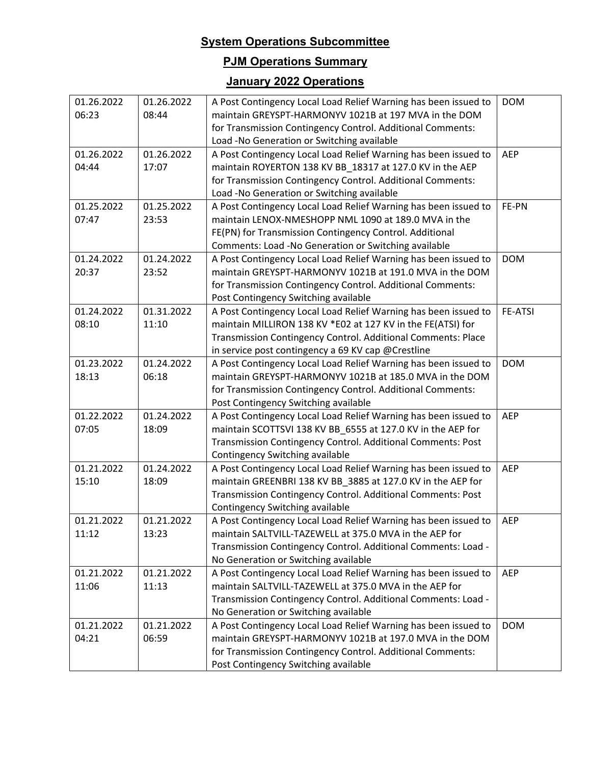## System Operations Subcommittee

## PJM Operations Summary

## January 2022 Operations

| | | | |
|---|---|---|---|
| 01.26.2022 06:23 | 01.26.2022 08:44 | A Post Contingency Local Load Relief Warning has been issued to maintain GREYSPT-HARMONYV 1021B at 197 MVA in the DOM for Transmission Contingency Control. Additional Comments: Load -No Generation or Switching available | DOM |
| 01.26.2022 04:44 | 01.26.2022 17:07 | A Post Contingency Local Load Relief Warning has been issued to maintain ROYERTON 138 KV BB_18317 at 127.0 KV in the AEP for Transmission Contingency Control. Additional Comments: Load -No Generation or Switching available | AEP |
| 01.25.2022 07:47 | 01.25.2022 23:53 | A Post Contingency Local Load Relief Warning has been issued to maintain LENOX-NMESHOPP NML 1090 at 189.0 MVA in the FE(PN) for Transmission Contingency Control. Additional Comments: Load -No Generation or Switching available | FE-PN |
| 01.24.2022 20:37 | 01.24.2022 23:52 | A Post Contingency Local Load Relief Warning has been issued to maintain GREYSPT-HARMONYV 1021B at 191.0 MVA in the DOM for Transmission Contingency Control. Additional Comments: Post Contingency Switching available | DOM |
| 01.24.2022 08:10 | 01.31.2022 11:10 | A Post Contingency Local Load Relief Warning has been issued to maintain MILLIRON 138 KV *E02 at 127 KV in the FE(ATSI) for Transmission Contingency Control. Additional Comments: Place in service post contingency a 69 KV cap @Crestline | FE-ATSI |
| 01.23.2022 18:13 | 01.24.2022 06:18 | A Post Contingency Local Load Relief Warning has been issued to maintain GREYSPT-HARMONYV 1021B at 185.0 MVA in the DOM for Transmission Contingency Control. Additional Comments: Post Contingency Switching available | DOM |
| 01.22.2022 07:05 | 01.24.2022 18:09 | A Post Contingency Local Load Relief Warning has been issued to maintain SCOTTSVI 138 KV BB_6555 at 127.0 KV in the AEP for Transmission Contingency Control. Additional Comments: Post Contingency Switching available | AEP |
| 01.21.2022 15:10 | 01.24.2022 18:09 | A Post Contingency Local Load Relief Warning has been issued to maintain GREENBRI 138 KV BB_3885 at 127.0 KV in the AEP for Transmission Contingency Control. Additional Comments: Post Contingency Switching available | AEP |
| 01.21.2022 11:12 | 01.21.2022 13:23 | A Post Contingency Local Load Relief Warning has been issued to maintain SALTVILL-TAZEWELL at 375.0 MVA in the AEP for Transmission Contingency Control. Additional Comments: Load -No Generation or Switching available | AEP |
| 01.21.2022 11:06 | 01.21.2022 11:13 | A Post Contingency Local Load Relief Warning has been issued to maintain SALTVILL-TAZEWELL at 375.0 MVA in the AEP for Transmission Contingency Control. Additional Comments: Load -No Generation or Switching available | AEP |
| 01.21.2022 04:21 | 01.21.2022 06:59 | A Post Contingency Local Load Relief Warning has been issued to maintain GREYSPT-HARMONYV 1021B at 197.0 MVA in the DOM for Transmission Contingency Control. Additional Comments: Post Contingency Switching available | DOM |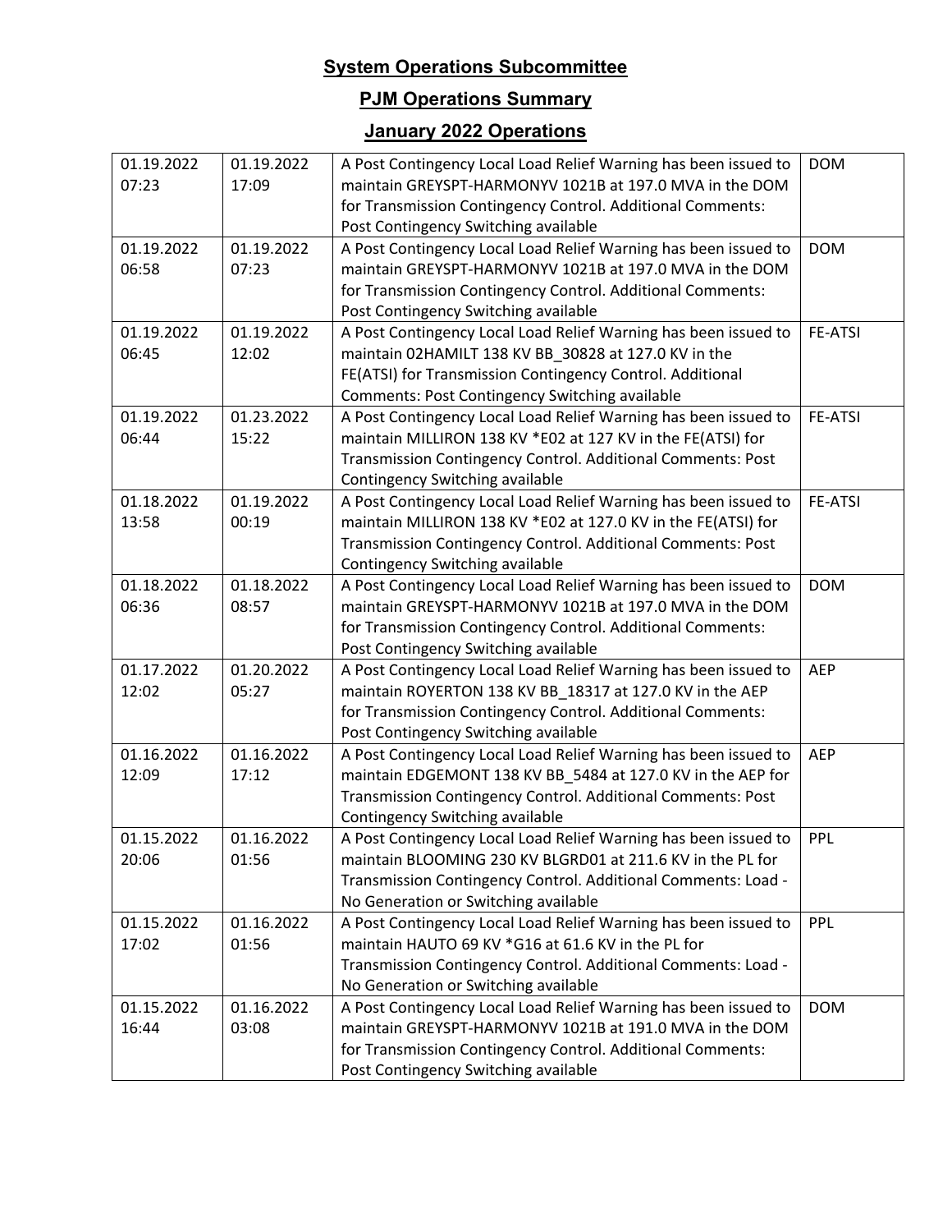# System Operations Subcommittee

## PJM Operations Summary

## January 2022 Operations

| | | | |
|---|---|---|---|
| 01.19.2022 07:23 | 01.19.2022 17:09 | A Post Contingency Local Load Relief Warning has been issued to maintain GREYSPT-HARMONYV 1021B at 197.0 MVA in the DOM for Transmission Contingency Control. Additional Comments: Post Contingency Switching available | DOM |
| 01.19.2022 06:58 | 01.19.2022 07:23 | A Post Contingency Local Load Relief Warning has been issued to maintain GREYSPT-HARMONYV 1021B at 197.0 MVA in the DOM for Transmission Contingency Control. Additional Comments: Post Contingency Switching available | DOM |
| 01.19.2022 06:45 | 01.19.2022 12:02 | A Post Contingency Local Load Relief Warning has been issued to maintain 02HAMILT 138 KV BB_30828 at 127.0 KV in the FE(ATSI) for Transmission Contingency Control. Additional Comments: Post Contingency Switching available | FE-ATSI |
| 01.19.2022 06:44 | 01.23.2022 15:22 | A Post Contingency Local Load Relief Warning has been issued to maintain MILLIRON 138 KV *E02 at 127 KV in the FE(ATSI) for Transmission Contingency Control. Additional Comments: Post Contingency Switching available | FE-ATSI |
| 01.18.2022 13:58 | 01.19.2022 00:19 | A Post Contingency Local Load Relief Warning has been issued to maintain MILLIRON 138 KV *E02 at 127.0 KV in the FE(ATSI) for Transmission Contingency Control. Additional Comments: Post Contingency Switching available | FE-ATSI |
| 01.18.2022 06:36 | 01.18.2022 08:57 | A Post Contingency Local Load Relief Warning has been issued to maintain GREYSPT-HARMONYV 1021B at 197.0 MVA in the DOM for Transmission Contingency Control. Additional Comments: Post Contingency Switching available | DOM |
| 01.17.2022 12:02 | 01.20.2022 05:27 | A Post Contingency Local Load Relief Warning has been issued to maintain ROYERTON 138 KV BB_18317 at 127.0 KV in the AEP for Transmission Contingency Control. Additional Comments: Post Contingency Switching available | AEP |
| 01.16.2022 12:09 | 01.16.2022 17:12 | A Post Contingency Local Load Relief Warning has been issued to maintain EDGEMONT 138 KV BB_5484 at 127.0 KV in the AEP for Transmission Contingency Control. Additional Comments: Post Contingency Switching available | AEP |
| 01.15.2022 20:06 | 01.16.2022 01:56 | A Post Contingency Local Load Relief Warning has been issued to maintain BLOOMING 230 KV BLGRD01 at 211.6 KV in the PL for Transmission Contingency Control. Additional Comments: Load - No Generation or Switching available | PPL |
| 01.15.2022 17:02 | 01.16.2022 01:56 | A Post Contingency Local Load Relief Warning has been issued to maintain HAUTO 69 KV *G16 at 61.6 KV in the PL for Transmission Contingency Control. Additional Comments: Load - No Generation or Switching available | PPL |
| 01.15.2022 16:44 | 01.16.2022 03:08 | A Post Contingency Local Load Relief Warning has been issued to maintain GREYSPT-HARMONYV 1021B at 191.0 MVA in the DOM for Transmission Contingency Control. Additional Comments: Post Contingency Switching available | DOM |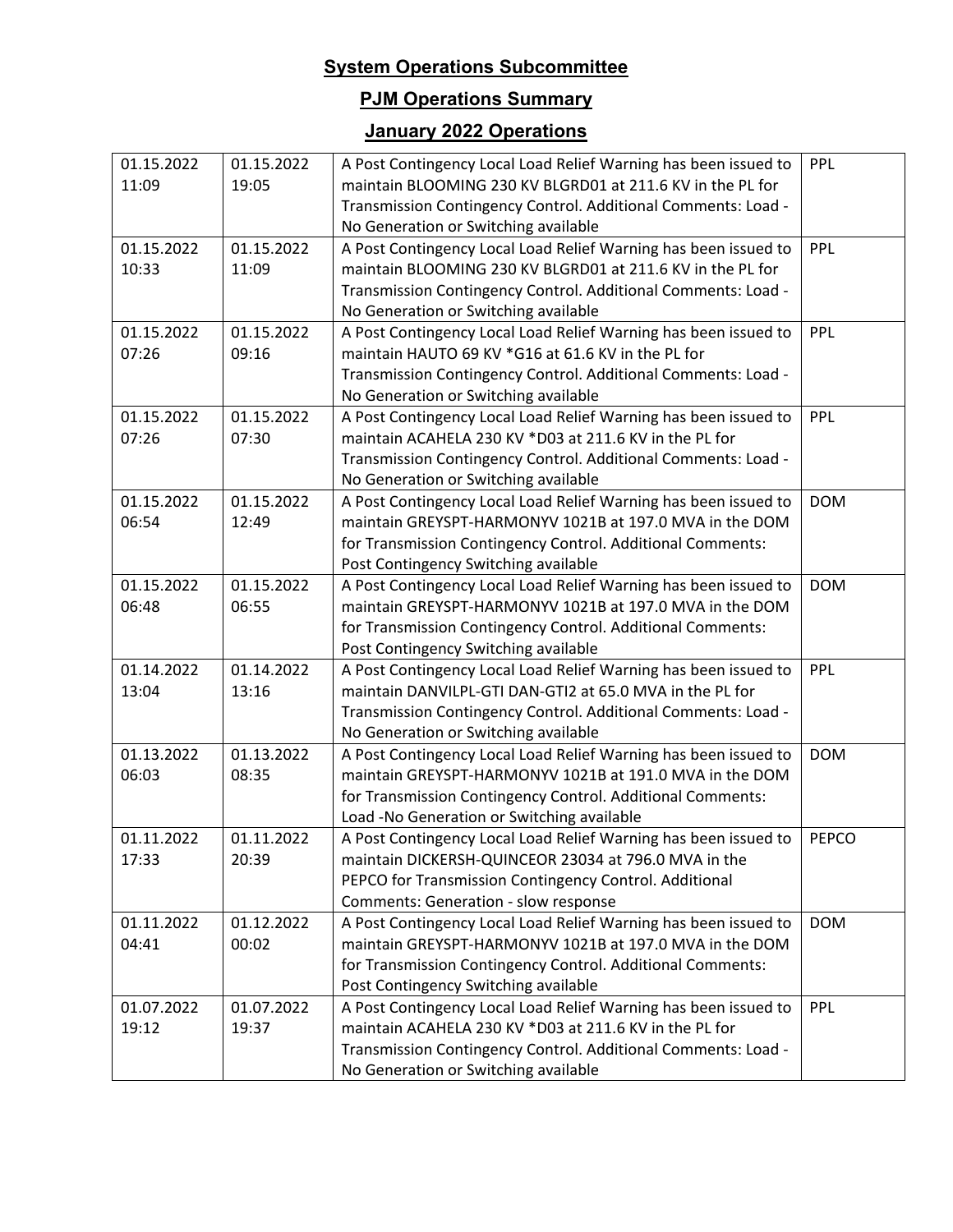**System Operations Subcommittee**

**PJM Operations Summary**

**January 2022 Operations**

| | | | |
|---|---|---|---|
| 01.15.2022 11:09 | 01.15.2022 19:05 | A Post Contingency Local Load Relief Warning has been issued to maintain BLOOMING 230 KV BLGRD01 at 211.6 KV in the PL for Transmission Contingency Control. Additional Comments: Load - No Generation or Switching available | PPL |
| 01.15.2022 10:33 | 01.15.2022 11:09 | A Post Contingency Local Load Relief Warning has been issued to maintain BLOOMING 230 KV BLGRD01 at 211.6 KV in the PL for Transmission Contingency Control. Additional Comments: Load - No Generation or Switching available | PPL |
| 01.15.2022 07:26 | 01.15.2022 09:16 | A Post Contingency Local Load Relief Warning has been issued to maintain HAUTO 69 KV *G16 at 61.6 KV in the PL for Transmission Contingency Control. Additional Comments: Load - No Generation or Switching available | PPL |
| 01.15.2022 07:26 | 01.15.2022 07:30 | A Post Contingency Local Load Relief Warning has been issued to maintain ACAHELA 230 KV *D03 at 211.6 KV in the PL for Transmission Contingency Control. Additional Comments: Load - No Generation or Switching available | PPL |
| 01.15.2022 06:54 | 01.15.2022 12:49 | A Post Contingency Local Load Relief Warning has been issued to maintain GREYSPT-HARMONYV 1021B at 197.0 MVA in the DOM for Transmission Contingency Control. Additional Comments: Post Contingency Switching available | DOM |
| 01.15.2022 06:48 | 01.15.2022 06:55 | A Post Contingency Local Load Relief Warning has been issued to maintain GREYSPT-HARMONYV 1021B at 197.0 MVA in the DOM for Transmission Contingency Control. Additional Comments: Post Contingency Switching available | DOM |
| 01.14.2022 13:04 | 01.14.2022 13:16 | A Post Contingency Local Load Relief Warning has been issued to maintain DANVILPL-GTI DAN-GTI2 at 65.0 MVA in the PL for Transmission Contingency Control. Additional Comments: Load - No Generation or Switching available | PPL |
| 01.13.2022 06:03 | 01.13.2022 08:35 | A Post Contingency Local Load Relief Warning has been issued to maintain GREYSPT-HARMONYV 1021B at 191.0 MVA in the DOM for Transmission Contingency Control. Additional Comments: Load -No Generation or Switching available | DOM |
| 01.11.2022 17:33 | 01.11.2022 20:39 | A Post Contingency Local Load Relief Warning has been issued to maintain DICKERSH-QUINCEOR 23034 at 796.0 MVA in the PEPCO for Transmission Contingency Control. Additional Comments: Generation - slow response | PEPCO |
| 01.11.2022 04:41 | 01.12.2022 00:02 | A Post Contingency Local Load Relief Warning has been issued to maintain GREYSPT-HARMONYV 1021B at 197.0 MVA in the DOM for Transmission Contingency Control. Additional Comments: Post Contingency Switching available | DOM |
| 01.07.2022 19:12 | 01.07.2022 19:37 | A Post Contingency Local Load Relief Warning has been issued to maintain ACAHELA 230 KV *D03 at 211.6 KV in the PL for Transmission Contingency Control. Additional Comments: Load - No Generation or Switching available | PPL |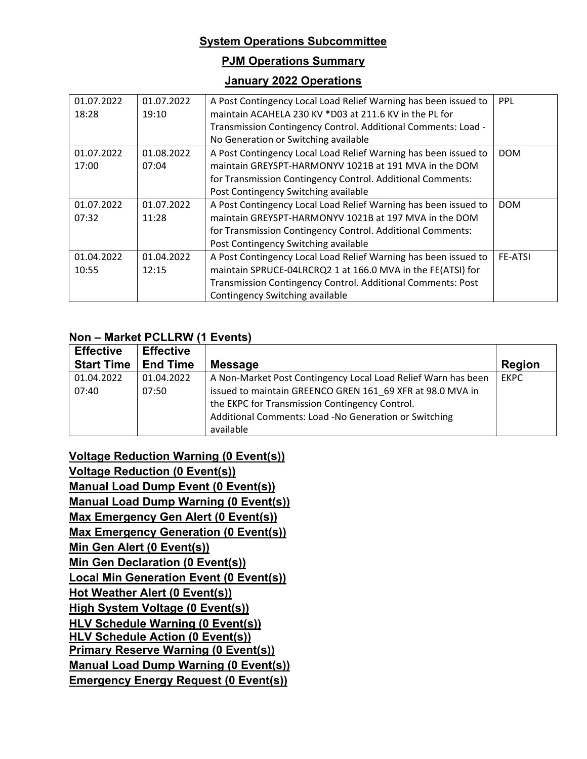## System Operations Subcommittee

## PJM Operations Summary

## January 2022 Operations

| | | | |
|---|---|---|---|
| 01.07.2022 18:28 | 01.07.2022 19:10 | A Post Contingency Local Load Relief Warning has been issued to maintain ACAHELA 230 KV *D03 at 211.6 KV in the PL for Transmission Contingency Control. Additional Comments: Load - No Generation or Switching available | PPL |
| 01.07.2022 17:00 | 01.08.2022 07:04 | A Post Contingency Local Load Relief Warning has been issued to maintain GREYSPT-HARMONYV 1021B at 191 MVA in the DOM for Transmission Contingency Control. Additional Comments: Post Contingency Switching available | DOM |
| 01.07.2022 07:32 | 01.07.2022 11:28 | A Post Contingency Local Load Relief Warning has been issued to maintain GREYSPT-HARMONYV 1021B at 197 MVA in the DOM for Transmission Contingency Control. Additional Comments: Post Contingency Switching available | DOM |
| 01.04.2022 10:55 | 01.04.2022 12:15 | A Post Contingency Local Load Relief Warning has been issued to maintain SPRUCE-04LRCRQ2 1 at 166.0 MVA in the FE(ATSI) for Transmission Contingency Control. Additional Comments: Post Contingency Switching available | FE-ATSI |

### Non – Market PCLLRW (1 Events)

| Effective Start Time | Effective End Time | Message | Region |
|---|---|---|---|
| 01.04.2022 07:40 | 01.04.2022 07:50 | A Non-Market Post Contingency Local Load Relief Warn has been issued to maintain GREENCO GREN 161_69 XFR at 98.0 MVA in the EKPC for Transmission Contingency Control. Additional Comments: Load -No Generation or Switching available | EKPC |

**Voltage Reduction Warning (0 Event(s))**

**Voltage Reduction (0 Event(s))**

**Manual Load Dump Event (0 Event(s))**

**Manual Load Dump Warning (0 Event(s))**

**Max Emergency Gen Alert (0 Event(s))**

**Max Emergency Generation (0 Event(s))**

**Min Gen Alert (0 Event(s))**

**Min Gen Declaration (0 Event(s))**

**Local Min Generation Event (0 Event(s))**

**Hot Weather Alert (0 Event(s))**

**High System Voltage (0 Event(s))**

**HLV Schedule Warning (0 Event(s))**

**HLV Schedule Action (0 Event(s))**

**Primary Reserve Warning (0 Event(s))**

**Manual Load Dump Warning (0 Event(s))**

**Emergency Energy Request (0 Event(s))**